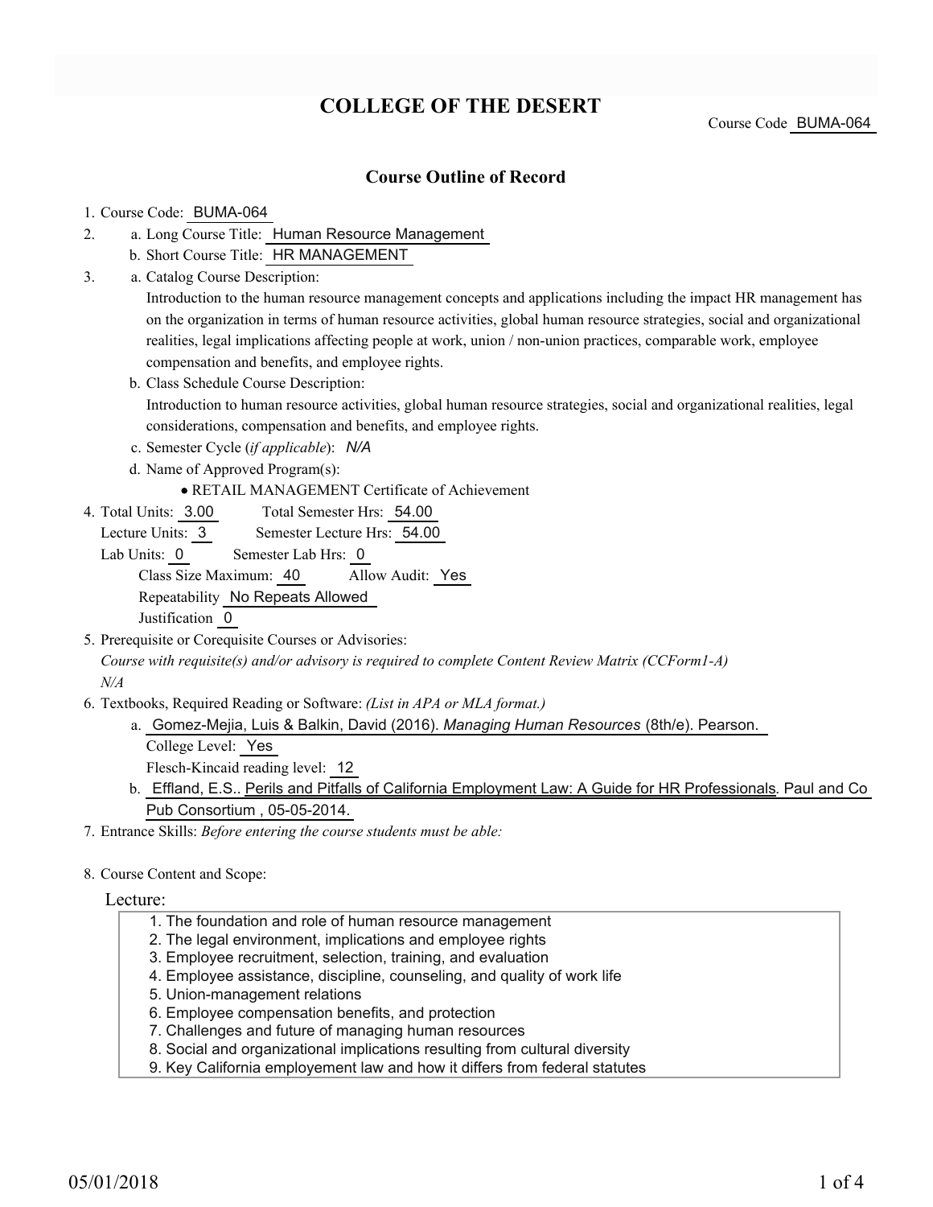# COLLEGE OF THE DESERT

Course Code BUMA-064

## Course Outline of Record

1. Course Code: BUMA-064
2. a. Long Course Title: Human Resource Management
   b. Short Course Title: HR MANAGEMENT
3. a. Catalog Course Description:
   Introduction to the human resource management concepts and applications including the impact HR management has on the organization in terms of human resource activities, global human resource strategies, social and organizational realities, legal implications affecting people at work, union / non-union practices, comparable work, employee compensation and benefits, and employee rights.
   b. Class Schedule Course Description:
   Introduction to human resource activities, global human resource strategies, social and organizational realities, legal considerations, compensation and benefits, and employee rights.
   c. Semester Cycle (*if applicable*): *N/A*
   d. Name of Approved Program(s):
      - RETAIL MANAGEMENT Certificate of Achievement
4. Total Units: 3.00 Total Semester Hrs: 54.00
   Lecture Units: 3 Semester Lecture Hrs: 54.00
   Lab Units: 0 Semester Lab Hrs: 0
   Class Size Maximum: 40 Allow Audit: Yes
   Repeatability No Repeats Allowed
   Justification 0
5. Prerequisite or Corequisite Courses or Advisories:
   *Course with requisite(s) and/or advisory is required to complete Content Review Matrix (CCForm1-A)*
   *N/A*
6. Textbooks, Required Reading or Software: *(List in APA or MLA format.)*
   a. Gomez-Mejia, Luis & Balkin, David (2016). *Managing Human Resources* (8th/e). Pearson.
      College Level: Yes
      Flesch-Kincaid reading level: 12
   b. Effland, E.S.. Perils and Pitfalls of California Employment Law: A Guide for HR Professionals. Paul and Co Pub Consortium , 05-05-2014.
7. Entrance Skills: *Before entering the course students must be able:*
8. Course Content and Scope:

Lecture:

1. The foundation and role of human resource management
2. The legal environment, implications and employee rights
3. Employee recruitment, selection, training, and evaluation
4. Employee assistance, discipline, counseling, and quality of work life
5. Union-management relations
6. Employee compensation benefits, and protection
7. Challenges and future of managing human resources
8. Social and organizational implications resulting from cultural diversity
9. Key California employement law and how it differs from federal statutes

05/01/2018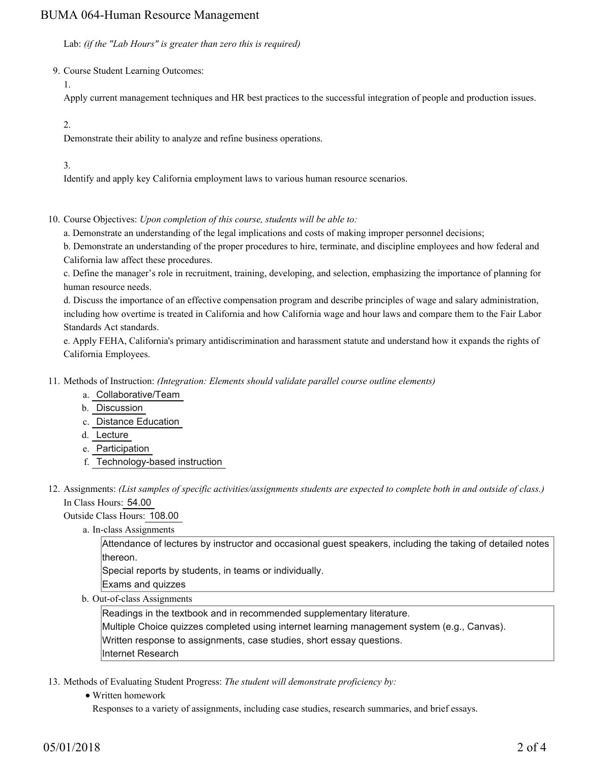Lab: *(if the "Lab Hours" is greater than zero this is required)*

9. Course Student Learning Outcomes:

   1.

   Apply current management techniques and HR best practices to the successful integration of people and production issues.

   2.

   Demonstrate their ability to analyze and refine business operations.

   3.

   Identify and apply key California employment laws to various human resource scenarios.

10. Course Objectives: *Upon completion of this course, students will be able to:*

    a. Demonstrate an understanding of the legal implications and costs of making improper personnel decisions;

    b. Demonstrate an understanding of the proper procedures to hire, terminate, and discipline employees and how federal and California law affect these procedures.

    c. Define the manager's role in recruitment, training, developing, and selection, emphasizing the importance of planning for human resource needs.

    d. Discuss the importance of an effective compensation program and describe principles of wage and salary administration, including how overtime is treated in California and how California wage and hour laws and compare them to the Fair Labor Standards Act standards.

    e. Apply FEHA, California's primary antidiscrimination and harassment statute and understand how it expands the rights of California Employees.

11. Methods of Instruction: *(Integration: Elements should validate parallel course outline elements)*

    a. Collaborative/Team
    b. Discussion
    c. Distance Education
    d. Lecture
    e. Participation
    f. Technology-based instruction

12. Assignments: *(List samples of specific activities/assignments students are expected to complete both in and outside of class.)*

    In Class Hours: 54.00

    Outside Class Hours: 108.00

    a. In-class Assignments

       Attendance of lectures by instructor and occasional guest speakers, including the taking of detailed notes thereon.
       Special reports by students, in teams or individually.
       Exams and quizzes

    b. Out-of-class Assignments

       Readings in the textbook and in recommended supplementary literature.
       Multiple Choice quizzes completed using internet learning management system (e.g., Canvas).
       Written response to assignments, case studies, short essay questions.
       Internet Research

13. Methods of Evaluating Student Progress: *The student will demonstrate proficiency by:*

    - Written homework

      Responses to a variety of assignments, including case studies, research summaries, and brief essays.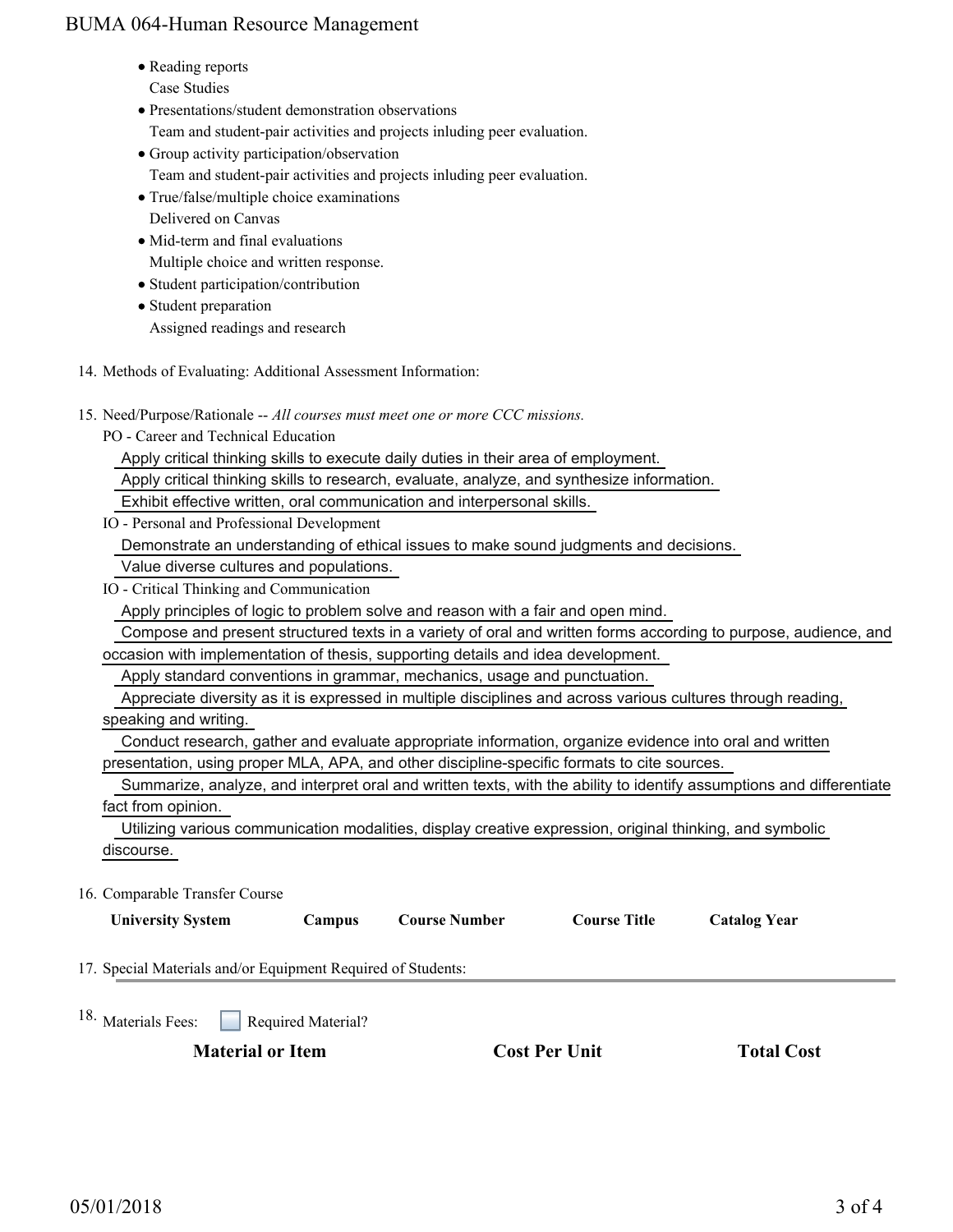- Reading reports
  Case Studies
- Presentations/student demonstration observations
  Team and student-pair activities and projects inluding peer evaluation.
- Group activity participation/observation
  Team and student-pair activities and projects inluding peer evaluation.
- True/false/multiple choice examinations
  Delivered on Canvas
- Mid-term and final evaluations
  Multiple choice and written response.
- Student participation/contribution
- Student preparation
  Assigned readings and research

14. Methods of Evaluating: Additional Assessment Information:

15. Need/Purpose/Rationale -- *All courses must meet one or more CCC missions.*

    PO - Career and Technical Education

    Apply critical thinking skills to execute daily duties in their area of employment.

    Apply critical thinking skills to research, evaluate, analyze, and synthesize information.

    Exhibit effective written, oral communication and interpersonal skills.

    IO - Personal and Professional Development

    Demonstrate an understanding of ethical issues to make sound judgments and decisions.

    Value diverse cultures and populations.

    IO - Critical Thinking and Communication

    Apply principles of logic to problem solve and reason with a fair and open mind.

    Compose and present structured texts in a variety of oral and written forms according to purpose, audience, and occasion with implementation of thesis, supporting details and idea development.

    Apply standard conventions in grammar, mechanics, usage and punctuation.

    Appreciate diversity as it is expressed in multiple disciplines and across various cultures through reading, speaking and writing.

    Conduct research, gather and evaluate appropriate information, organize evidence into oral and written presentation, using proper MLA, APA, and other discipline-specific formats to cite sources.

    Summarize, analyze, and interpret oral and written texts, with the ability to identify assumptions and differentiate fact from opinion.

    Utilizing various communication modalities, display creative expression, original thinking, and symbolic discourse.

16. Comparable Transfer Course

| University System | Campus | Course Number | Course Title | Catalog Year |
|---|---|---|---|---|

17. Special Materials and/or Equipment Required of Students:

18. Materials Fees: ☐ Required Material?

| Material or Item | Cost Per Unit | Total Cost |
|---|---|---|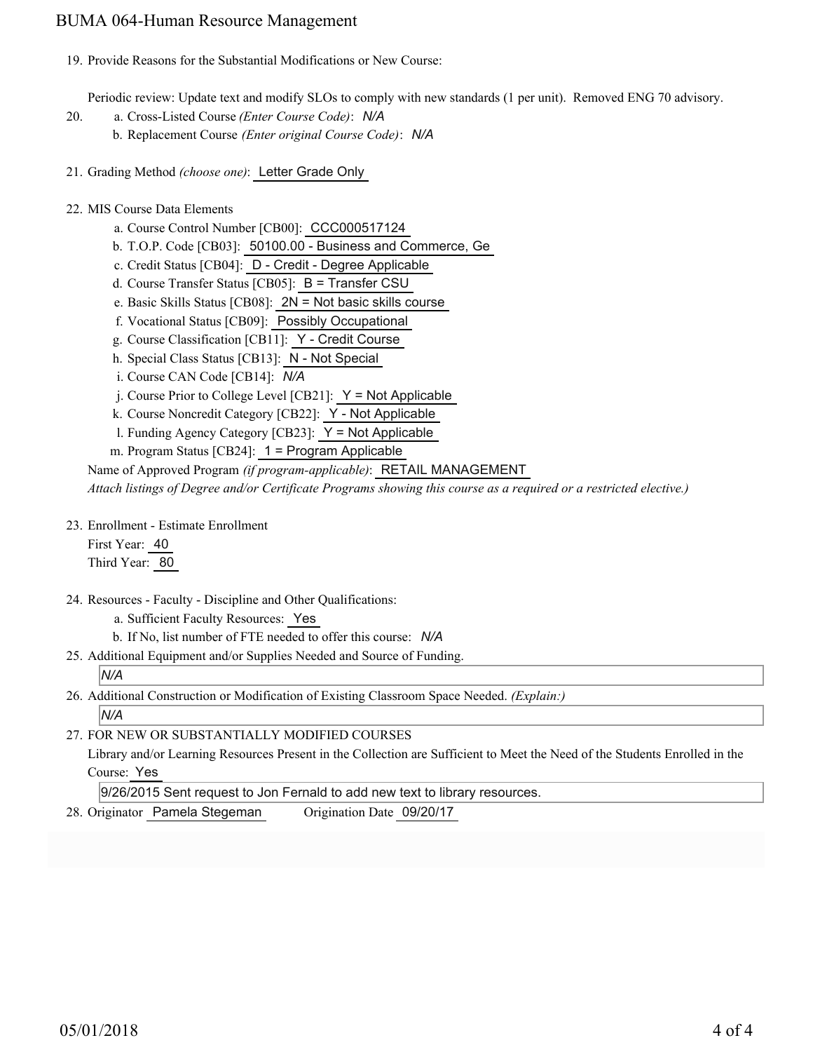19. Provide Reasons for the Substantial Modifications or New Course:

    Periodic review: Update text and modify SLOs to comply with new standards (1 per unit). Removed ENG 70 advisory.

20. a. Cross-Listed Course *(Enter Course Code)*: *N/A*
    b. Replacement Course *(Enter original Course Code)*: *N/A*

21. Grading Method *(choose one)*: Letter Grade Only

22. MIS Course Data Elements
    a. Course Control Number [CB00]: CCC000517124
    b. T.O.P. Code [CB03]: 50100.00 - Business and Commerce, Ge
    c. Credit Status [CB04]: D - Credit - Degree Applicable
    d. Course Transfer Status [CB05]: B = Transfer CSU
    e. Basic Skills Status [CB08]: 2N = Not basic skills course
    f. Vocational Status [CB09]: Possibly Occupational
    g. Course Classification [CB11]: Y - Credit Course
    h. Special Class Status [CB13]: N - Not Special
    i. Course CAN Code [CB14]: *N/A*
    j. Course Prior to College Level [CB21]: Y = Not Applicable
    k. Course Noncredit Category [CB22]: Y - Not Applicable
    l. Funding Agency Category [CB23]: Y = Not Applicable
    m. Program Status [CB24]: 1 = Program Applicable

    Name of Approved Program *(if program-applicable)*: RETAIL MANAGEMENT

    *Attach listings of Degree and/or Certificate Programs showing this course as a required or a restricted elective.)*

23. Enrollment - Estimate Enrollment
    First Year: 40
    Third Year: 80

24. Resources - Faculty - Discipline and Other Qualifications:
    a. Sufficient Faculty Resources: Yes
    b. If No, list number of FTE needed to offer this course: *N/A*

25. Additional Equipment and/or Supplies Needed and Source of Funding.

    *N/A*

26. Additional Construction or Modification of Existing Classroom Space Needed. *(Explain:)*

    *N/A*

27. FOR NEW OR SUBSTANTIALLY MODIFIED COURSES

    Library and/or Learning Resources Present in the Collection are Sufficient to Meet the Need of the Students Enrolled in the Course: Yes

    9/26/2015 Sent request to Jon Fernald to add new text to library resources.

28. Originator Pamela Stegeman Origination Date 09/20/17